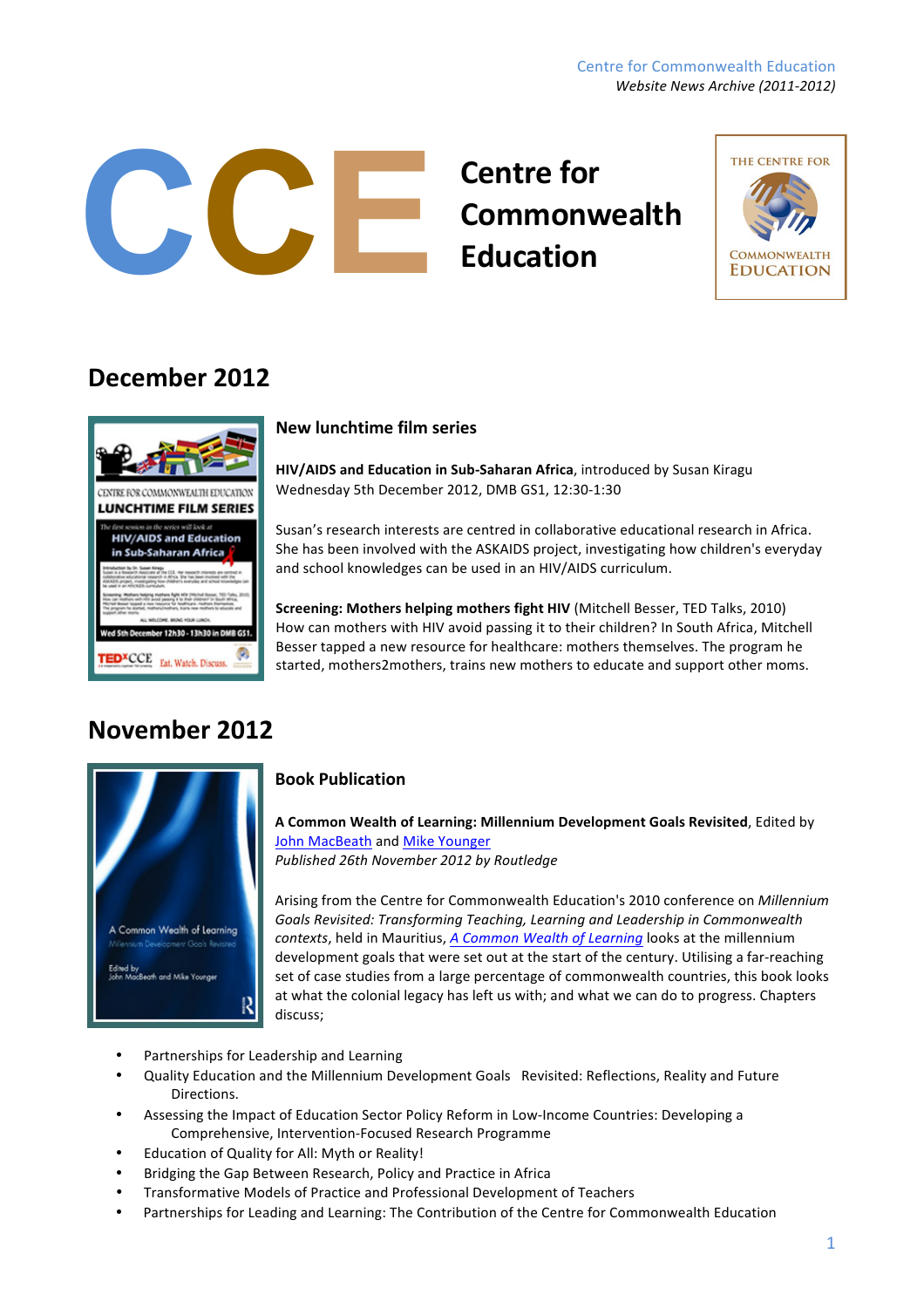# Centre for Commonwealth Education

## December 2012

### New lunchtime film series

**HIV/AIDS and Education in Sub-Saharan Africa**, introduced by Susan Kiragu
Wednesday 5th December 2012, DMB GS1, 12:30-1:30

Susan's research interests are centred in collaborative educational research in Africa. She has been involved with the ASKAIDS project, investigating how children's everyday and school knowledges can be used in an HIV/AIDS curriculum.

**Screening: Mothers helping mothers fight HIV** (Mitchell Besser, TED Talks, 2010)
How can mothers with HIV avoid passing it to their children? In South Africa, Mitchell Besser tapped a new resource for healthcare: mothers themselves. The program he started, mothers2mothers, trains new mothers to educate and support other moms.

## November 2012

### Book Publication

**A Common Wealth of Learning: Millennium Development Goals Revisited**, Edited by John MacBeath and Mike Younger
*Published 26th November 2012 by Routledge*

Arising from the Centre for Commonwealth Education's 2010 conference on *Millennium Goals Revisited: Transforming Teaching, Learning and Leadership in Commonwealth contexts*, held in Mauritius, *A Common Wealth of Learning* looks at the millennium development goals that were set out at the start of the century. Utilising a far-reaching set of case studies from a large percentage of commonwealth countries, this book looks at what the colonial legacy has left us with; and what we can do to progress. Chapters discuss;

- Partnerships for Leadership and Learning
- Quality Education and the Millennium Development Goals Revisited: Reflections, Reality and Future Directions.
- Assessing the Impact of Education Sector Policy Reform in Low-Income Countries: Developing a Comprehensive, Intervention-Focused Research Programme
- Education of Quality for All: Myth or Reality!
- Bridging the Gap Between Research, Policy and Practice in Africa
- Transformative Models of Practice and Professional Development of Teachers
- Partnerships for Leading and Learning: The Contribution of the Centre for Commonwealth Education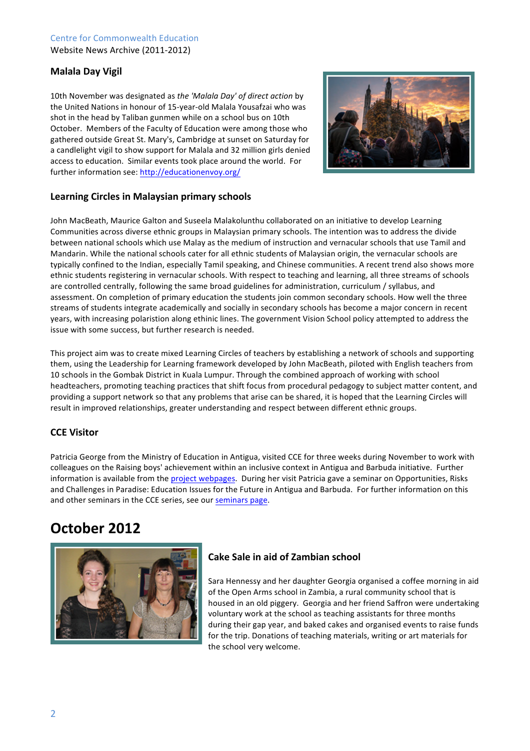### Malala Day Vigil

10th November was designated as *the 'Malala Day' of direct action* by the United Nations in honour of 15-year-old Malala Yousafzai who was shot in the head by Taliban gunmen while on a school bus on 10th October. Members of the Faculty of Education were among those who gathered outside Great St. Mary's, Cambridge at sunset on Saturday for a candlelight vigil to show support for Malala and 32 million girls denied access to education. Similar events took place around the world. For further information see: [http://educationenvoy.org/](http://educationenvoy.org/)

### Learning Circles in Malaysian primary schools

John MacBeath, Maurice Galton and Suseela Malakolunthu collaborated on an initiative to develop Learning Communities across diverse ethnic groups in Malaysian primary schools. The intention was to address the divide between national schools which use Malay as the medium of instruction and vernacular schools that use Tamil and Mandarin. While the national schools cater for all ethnic students of Malaysian origin, the vernacular schools are typically confined to the Indian, especially Tamil speaking, and Chinese communities. A recent trend also shows more ethnic students registering in vernacular schools. With respect to teaching and learning, all three streams of schools are controlled centrally, following the same broad guidelines for administration, curriculum / syllabus, and assessment. On completion of primary education the students join common secondary schools. How well the three streams of students integrate academically and socially in secondary schools has become a major concern in recent years, with increasing polaristion along ethinic lines. The government Vision School policy attempted to address the issue with some success, but further research is needed.

This project aim was to create mixed Learning Circles of teachers by establishing a network of schools and supporting them, using the Leadership for Learning framework developed by John MacBeath, piloted with English teachers from 10 schools in the Gombak District in Kuala Lumpur. Through the combined approach of working with school headteachers, promoting teaching practices that shift focus from procedural pedagogy to subject matter content, and providing a support network so that any problems that arise can be shared, it is hoped that the Learning Circles will result in improved relationships, greater understanding and respect between different ethnic groups.

### CCE Visitor

Patricia George from the Ministry of Education in Antigua, visited CCE for three weeks during November to work with colleagues on the Raising boys' achievement within an inclusive context in Antigua and Barbuda initiative. Further information is available from the project webpages. During her visit Patricia gave a seminar on Opportunities, Risks and Challenges in Paradise: Education Issues for the Future in Antigua and Barbuda. For further information on this and other seminars in the CCE series, see our seminars page.

## October 2012

### Cake Sale in aid of Zambian school

Sara Hennessy and her daughter Georgia organised a coffee morning in aid of the Open Arms school in Zambia, a rural community school that is housed in an old piggery. Georgia and her friend Saffron were undertaking voluntary work at the school as teaching assistants for three months during their gap year, and baked cakes and organised events to raise funds for the trip. Donations of teaching materials, writing or art materials for the school very welcome.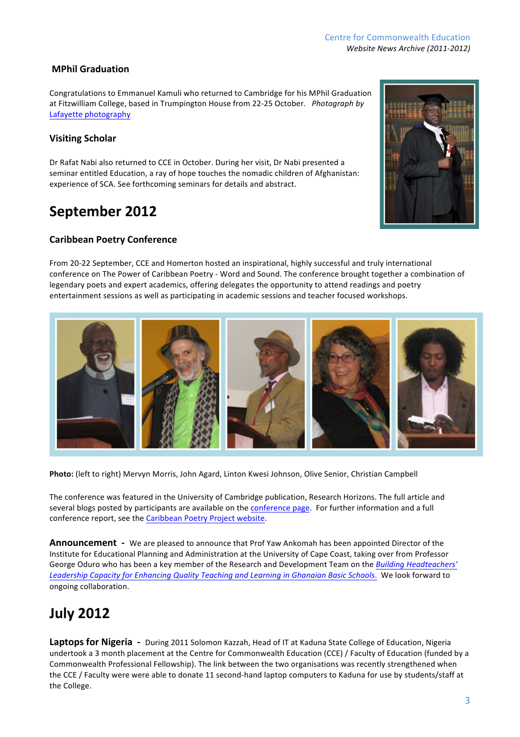### MPhil Graduation

Congratulations to Emmanuel Kamuli who returned to Cambridge for his MPhil Graduation at Fitzwilliam College, based in Trumpington House from 22-25 October. *Photograph by* [Lafayette photography]()

### Visiting Scholar

Dr Rafat Nabi also returned to CCE in October. During her visit, Dr Nabi presented a seminar entitled Education, a ray of hope touches the nomadic children of Afghanistan: experience of SCA. See forthcoming seminars for details and abstract.

## September 2012

### Caribbean Poetry Conference

From 20-22 September, CCE and Homerton hosted an inspirational, highly successful and truly international conference on The Power of Caribbean Poetry - Word and Sound. The conference brought together a combination of legendary poets and expert academics, offering delegates the opportunity to attend readings and poetry entertainment sessions as well as participating in academic sessions and teacher focused workshops.

**Photo:** (left to right) Mervyn Morris, John Agard, Linton Kwesi Johnson, Olive Senior, Christian Campbell

The conference was featured in the University of Cambridge publication, Research Horizons. The full article and several blogs posted by participants are available on the [conference page](). For further information and a full conference report, see the [Caribbean Poetry Project website]().

**Announcement** - We are pleased to announce that Prof Yaw Ankomah has been appointed Director of the Institute for Educational Planning and Administration at the University of Cape Coast, taking over from Professor George Oduro who has been a key member of the Research and Development Team on the [*Building Headteachers' Leadership Capacity for Enhancing Quality Teaching and Learning in Ghanaian Basic Schools*](). We look forward to ongoing collaboration.

## July 2012

**Laptops for Nigeria** - During 2011 Solomon Kazzah, Head of IT at Kaduna State College of Education, Nigeria undertook a 3 month placement at the Centre for Commonwealth Education (CCE) / Faculty of Education (funded by a Commonwealth Professional Fellowship). The link between the two organisations was recently strengthened when the CCE / Faculty were were able to donate 11 second-hand laptop computers to Kaduna for use by students/staff at the College.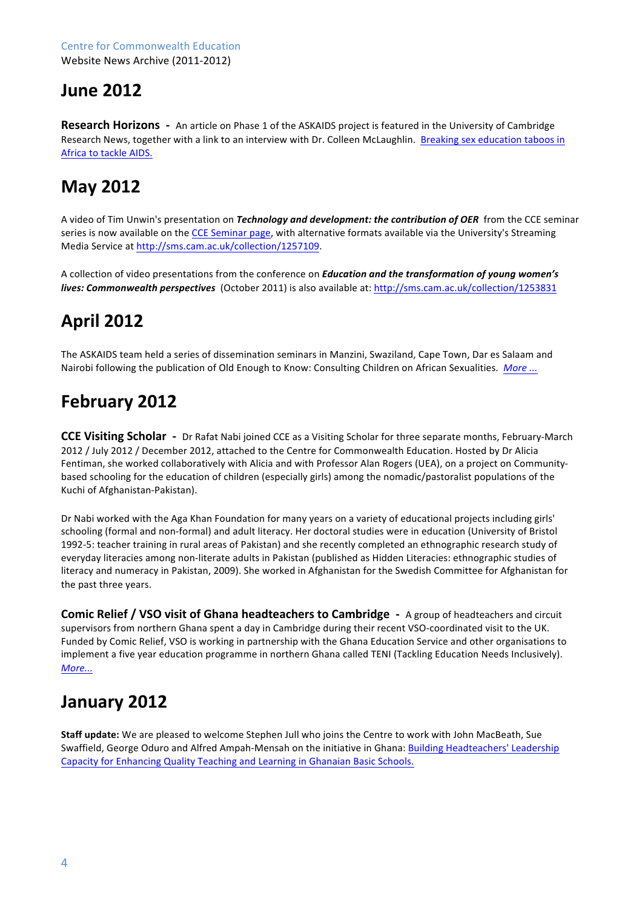Centre for Commonwealth Education
Website News Archive (2011-2012)

# June 2012

**Research Horizons -** An article on Phase 1 of the ASKAIDS project is featured in the University of Cambridge Research News, together with a link to an interview with Dr. Colleen McLaughlin. Breaking sex education taboos in Africa to tackle AIDS.

# May 2012

A video of Tim Unwin's presentation on ***Technology and development: the contribution of OER*** from the CCE seminar series is now available on the CCE Seminar page, with alternative formats available via the University's Streaming Media Service at http://sms.cam.ac.uk/collection/1257109.

A collection of video presentations from the conference on ***Education and the transformation of young women's lives: Commonwealth perspectives*** (October 2011) is also available at: http://sms.cam.ac.uk/collection/1253831

# April 2012

The ASKAIDS team held a series of dissemination seminars in Manzini, Swaziland, Cape Town, Dar es Salaam and Nairobi following the publication of Old Enough to Know: Consulting Children on African Sexualities. *More ...*

# February 2012

**CCE Visiting Scholar -** Dr Rafat Nabi joined CCE as a Visiting Scholar for three separate months, February-March 2012 / July 2012 / December 2012, attached to the Centre for Commonwealth Education. Hosted by Dr Alicia Fentiman, she worked collaboratively with Alicia and with Professor Alan Rogers (UEA), on a project on Community-based schooling for the education of children (especially girls) among the nomadic/pastoralist populations of the Kuchi of Afghanistan-Pakistan).

Dr Nabi worked with the Aga Khan Foundation for many years on a variety of educational projects including girls' schooling (formal and non-formal) and adult literacy. Her doctoral studies were in education (University of Bristol 1992-5: teacher training in rural areas of Pakistan) and she recently completed an ethnographic research study of everyday literacies among non-literate adults in Pakistan (published as Hidden Literacies: ethnographic studies of literacy and numeracy in Pakistan, 2009). She worked in Afghanistan for the Swedish Committee for Afghanistan for the past three years.

**Comic Relief / VSO visit of Ghana headteachers to Cambridge -** A group of headteachers and circuit supervisors from northern Ghana spent a day in Cambridge during their recent VSO-coordinated visit to the UK. Funded by Comic Relief, VSO is working in partnership with the Ghana Education Service and other organisations to implement a five year education programme in northern Ghana called TENI (Tackling Education Needs Inclusively). *More...*

# January 2012

**Staff update:** We are pleased to welcome Stephen Jull who joins the Centre to work with John MacBeath, Sue Swaffield, George Oduro and Alfred Ampah-Mensah on the initiative in Ghana: Building Headteachers' Leadership Capacity for Enhancing Quality Teaching and Learning in Ghanaian Basic Schools.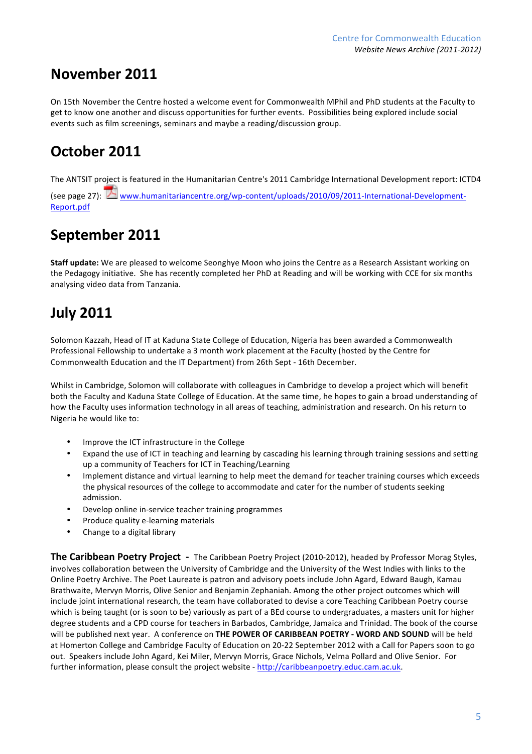# November 2011

On 15th November the Centre hosted a welcome event for Commonwealth MPhil and PhD students at the Faculty to get to know one another and discuss opportunities for further events. Possibilities being explored include social events such as film screenings, seminars and maybe a reading/discussion group.

# October 2011

The ANTSIT project is featured in the Humanitarian Centre's 2011 Cambridge International Development report: ICTD4 (see page 27): www.humanitariancentre.org/wp-content/uploads/2010/09/2011-International-Development-Report.pdf

# September 2011

**Staff update:** We are pleased to welcome Seonghye Moon who joins the Centre as a Research Assistant working on the Pedagogy initiative. She has recently completed her PhD at Reading and will be working with CCE for six months analysing video data from Tanzania.

# July 2011

Solomon Kazzah, Head of IT at Kaduna State College of Education, Nigeria has been awarded a Commonwealth Professional Fellowship to undertake a 3 month work placement at the Faculty (hosted by the Centre for Commonwealth Education and the IT Department) from 26th Sept - 16th December.

Whilst in Cambridge, Solomon will collaborate with colleagues in Cambridge to develop a project which will benefit both the Faculty and Kaduna State College of Education. At the same time, he hopes to gain a broad understanding of how the Faculty uses information technology in all areas of teaching, administration and research. On his return to Nigeria he would like to:

- Improve the ICT infrastructure in the College
- Expand the use of ICT in teaching and learning by cascading his learning through training sessions and setting up a community of Teachers for ICT in Teaching/Learning
- Implement distance and virtual learning to help meet the demand for teacher training courses which exceeds the physical resources of the college to accommodate and cater for the number of students seeking admission.
- Develop online in-service teacher training programmes
- Produce quality e-learning materials
- Change to a digital library

**The Caribbean Poetry Project -** The Caribbean Poetry Project (2010-2012), headed by Professor Morag Styles, involves collaboration between the University of Cambridge and the University of the West Indies with links to the Online Poetry Archive. The Poet Laureate is patron and advisory poets include John Agard, Edward Baugh, Kamau Brathwaite, Mervyn Morris, Olive Senior and Benjamin Zephaniah. Among the other project outcomes which will include joint international research, the team have collaborated to devise a core Teaching Caribbean Poetry course which is being taught (or is soon to be) variously as part of a BEd course to undergraduates, a masters unit for higher degree students and a CPD course for teachers in Barbados, Cambridge, Jamaica and Trinidad. The book of the course will be published next year. A conference on **THE POWER OF CARIBBEAN POETRY - WORD AND SOUND** will be held at Homerton College and Cambridge Faculty of Education on 20-22 September 2012 with a Call for Papers soon to go out. Speakers include John Agard, Kei Miler, Mervyn Morris, Grace Nichols, Velma Pollard and Olive Senior. For further information, please consult the project website - http://caribbeanpoetry.educ.cam.ac.uk.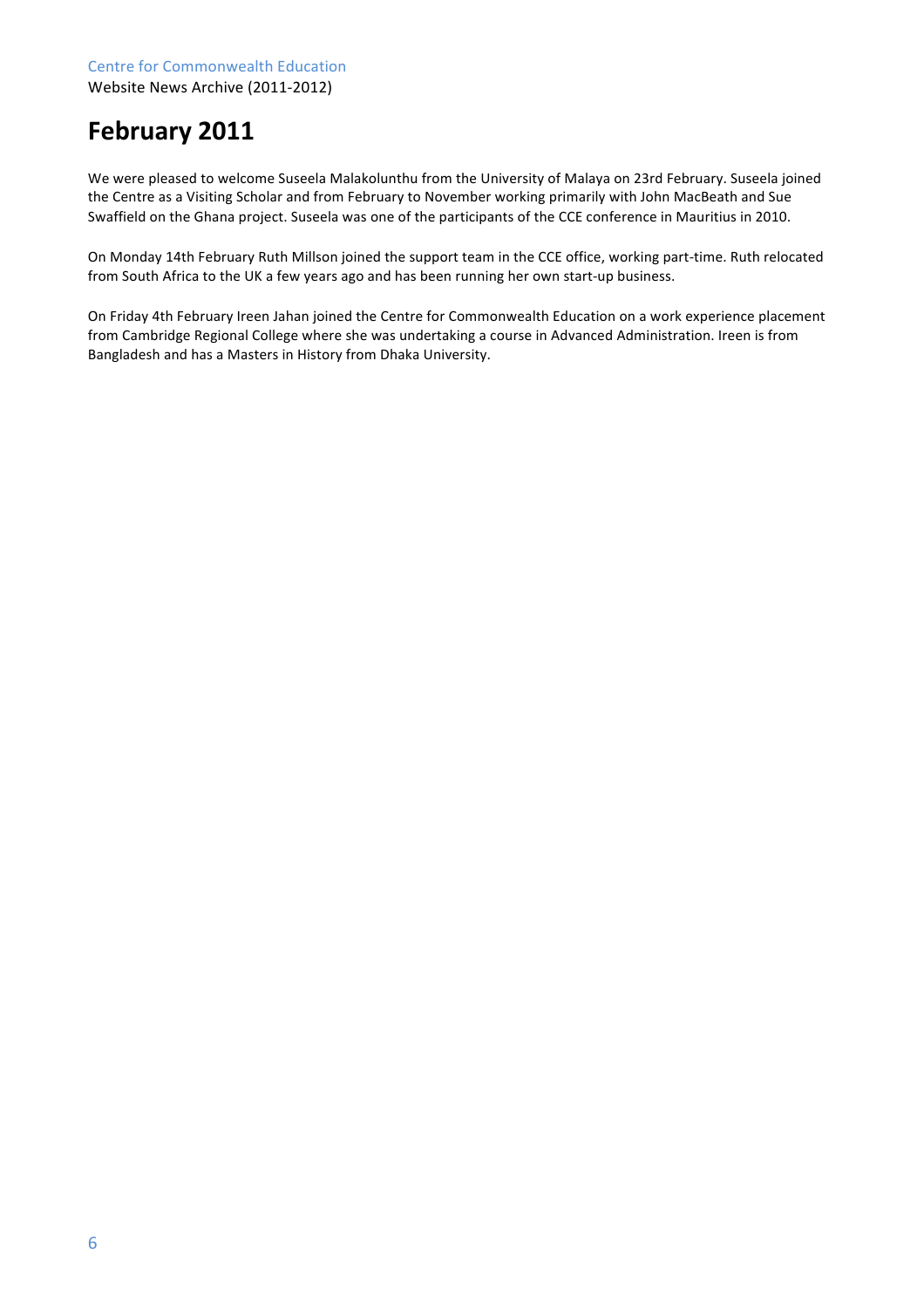# February 2011

We were pleased to welcome Suseela Malakolunthu from the University of Malaya on 23rd February. Suseela joined the Centre as a Visiting Scholar and from February to November working primarily with John MacBeath and Sue Swaffield on the Ghana project. Suseela was one of the participants of the CCE conference in Mauritius in 2010.

On Monday 14th February Ruth Millson joined the support team in the CCE office, working part-time. Ruth relocated from South Africa to the UK a few years ago and has been running her own start-up business.

On Friday 4th February Ireen Jahan joined the Centre for Commonwealth Education on a work experience placement from Cambridge Regional College where she was undertaking a course in Advanced Administration. Ireen is from Bangladesh and has a Masters in History from Dhaka University.